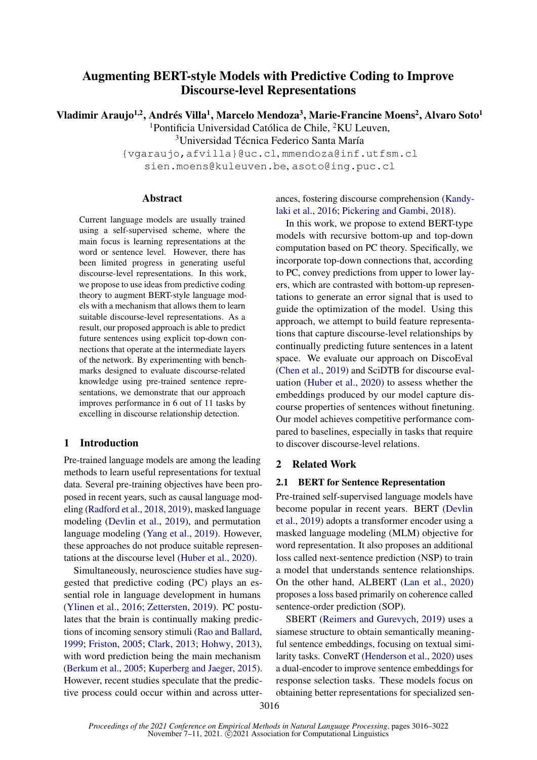# Augmenting BERT-style Models with Predictive Coding to Improve Discourse-level Representations

**Vladimir Araujo[1,2], Andrés Villa[1], Marcelo Mendoza[3], Marie-Francine Moens[2], Alvaro Soto[1]**

[1]Pontificia Universidad Católica de Chile, [2]KU Leuven,
[3]Universidad Técnica Federico Santa María

{vgaraujo,afvilla}@uc.cl, mmendoza@inf.utfsm.cl
sien.moens@kuleuven.be, asoto@ing.puc.cl

## Abstract

Current language models are usually trained using a self-supervised scheme, where the main focus is learning representations at the word or sentence level. However, there has been limited progress in generating useful discourse-level representations. In this work, we propose to use ideas from predictive coding theory to augment BERT-style language models with a mechanism that allows them to learn suitable discourse-level representations. As a result, our proposed approach is able to predict future sentences using explicit top-down connections that operate at the intermediate layers of the network. By experimenting with benchmarks designed to evaluate discourse-related knowledge using pre-trained sentence representations, we demonstrate that our approach improves performance in 6 out of 11 tasks by excelling in discourse relationship detection.

## 1 Introduction

Pre-trained language models are among the leading methods to learn useful representations for textual data. Several pre-training objectives have been proposed in recent years, such as causal language modeling (Radford et al., 2018, 2019), masked language modeling (Devlin et al., 2019), and permutation language modeling (Yang et al., 2019). However, these approaches do not produce suitable representations at the discourse level (Huber et al., 2020).

Simultaneously, neuroscience studies have suggested that predictive coding (PC) plays an essential role in language development in humans (Ylinen et al., 2016; Zettersten, 2019). PC postulates that the brain is continually making predictions of incoming sensory stimuli (Rao and Ballard, 1999; Friston, 2005; Clark, 2013; Hohwy, 2013), with word prediction being the main mechanism (Berkum et al., 2005; Kuperberg and Jaeger, 2015). However, recent studies speculate that the predictive process could occur within and across utterances, fostering discourse comprehension (Kandylaki et al., 2016; Pickering and Gambi, 2018).

In this work, we propose to extend BERT-type models with recursive bottom-up and top-down computation based on PC theory. Specifically, we incorporate top-down connections that, according to PC, convey predictions from upper to lower layers, which are contrasted with bottom-up representations to generate an error signal that is used to guide the optimization of the model. Using this approach, we attempt to build feature representations that capture discourse-level relationships by continually predicting future sentences in a latent space. We evaluate our approach on DiscoEval (Chen et al., 2019) and SciDTB for discourse evaluation (Huber et al., 2020) to assess whether the embeddings produced by our model capture discourse properties of sentences without finetuning. Our model achieves competitive performance compared to baselines, especially in tasks that require to discover discourse-level relations.

## 2 Related Work

### 2.1 BERT for Sentence Representation

Pre-trained self-supervised language models have become popular in recent years. BERT (Devlin et al., 2019) adopts a transformer encoder using a masked language modeling (MLM) objective for word representation. It also proposes an additional loss called next-sentence prediction (NSP) to train a model that understands sentence relationships. On the other hand, ALBERT (Lan et al., 2020) proposes a loss based primarily on coherence called sentence-order prediction (SOP).

SBERT (Reimers and Gurevych, 2019) uses a siamese structure to obtain semantically meaningful sentence embeddings, focusing on textual similarity tasks. ConveRT (Henderson et al., 2020) uses a dual-encoder to improve sentence embeddings for response selection tasks. These models focus on obtaining better representations for specialized sen-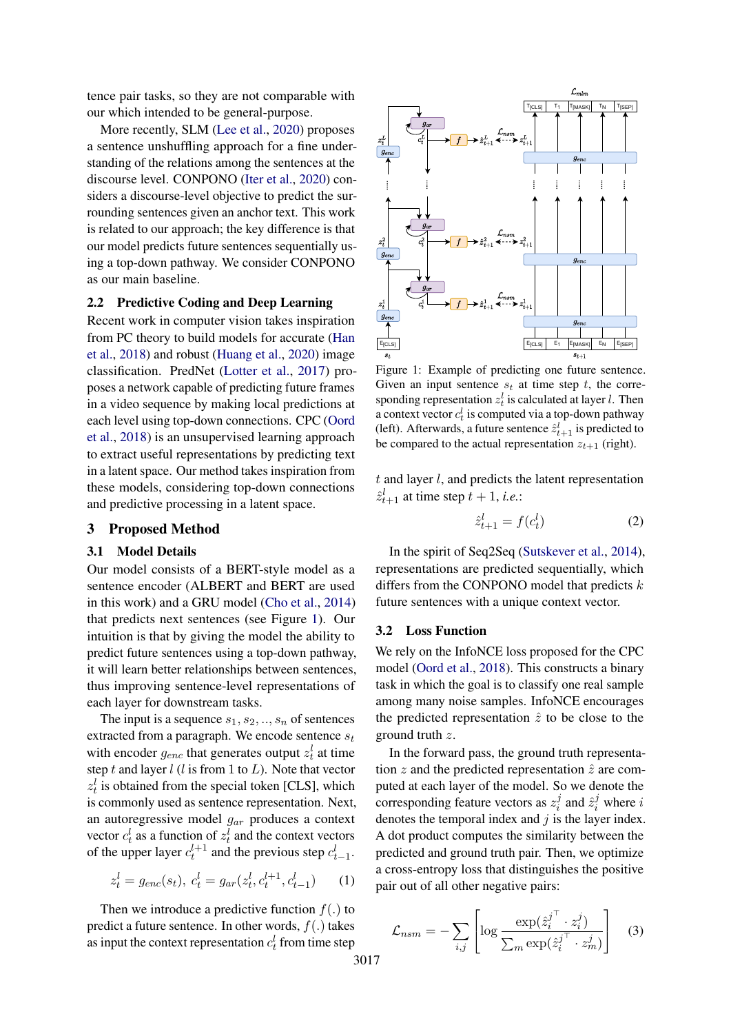tence pair tasks, so they are not comparable with our which intended to be general-purpose.

More recently, SLM (Lee et al., 2020) proposes a sentence unshuffling approach for a fine understanding of the relations among the sentences at the discourse level. CONPONO (Iter et al., 2020) considers a discourse-level objective to predict the surrounding sentences given an anchor text. This work is related to our approach; the key difference is that our model predicts future sentences sequentially using a top-down pathway. We consider CONPONO as our main baseline.

## 2.2 Predictive Coding and Deep Learning

Recent work in computer vision takes inspiration from PC theory to build models for accurate (Han et al., 2018) and robust (Huang et al., 2020) image classification. PredNet (Lotter et al., 2017) proposes a network capable of predicting future frames in a video sequence by making local predictions at each level using top-down connections. CPC (Oord et al., 2018) is an unsupervised learning approach to extract useful representations by predicting text in a latent space. Our method takes inspiration from these models, considering top-down connections and predictive processing in a latent space.

# 3 Proposed Method

## 3.1 Model Details

Our model consists of a BERT-style model as a sentence encoder (ALBERT and BERT are used in this work) and a GRU model (Cho et al., 2014) that predicts next sentences (see Figure 1). Our intuition is that by giving the model the ability to predict future sentences using a top-down pathway, it will learn better relationships between sentences, thus improving sentence-level representations of each layer for downstream tasks.

The input is a sequence $s_1, s_2, .., s_n$ of sentences extracted from a paragraph. We encode sentence $s_t$ with encoder $g_{enc}$ that generates output $z_t^l$ at time step $t$ and layer $l$ ($l$ is from 1 to $L$). Note that vector $z_t^l$ is obtained from the special token [CLS], which is commonly used as sentence representation. Next, an autoregressive model $g_{ar}$ produces a context vector $c_t^l$ as a function of $z_t^l$ and the context vectors of the upper layer $c_t^{l+1}$ and the previous step $c_{t-1}^l$.

$$z_t^l = g_{enc}(s_t),\ c_t^l = g_{ar}(z_t^l, c_t^{l+1}, c_{t-1}^l) \quad (1)$$

Then we introduce a predictive function $f(.)$ to predict a future sentence. In other words, $f(.)$ takes as input the context representation $c_t^l$ from time step $t$ and layer $l$, and predicts the latent representation $\hat{z}_{t+1}^l$ at time step $t+1$, *i.e.*:

$$\hat{z}_{t+1}^l = f(c_t^l) \quad (2)$$

In the spirit of Seq2Seq (Sutskever et al., 2014), representations are predicted sequentially, which differs from the CONPONO model that predicts $k$ future sentences with a unique context vector.

Figure 1: Example of predicting one future sentence. Given an input sentence $s_t$ at time step $t$, the corresponding representation $z_t^l$ is calculated at layer $l$. Then a context vector $c_t^l$ is computed via a top-down pathway (left). Afterwards, a future sentence $\hat{z}_{t+1}^l$ is predicted to be compared to the actual representation $z_{t+1}$ (right).

## 3.2 Loss Function

We rely on the InfoNCE loss proposed for the CPC model (Oord et al., 2018). This constructs a binary task in which the goal is to classify one real sample among many noise samples. InfoNCE encourages the predicted representation $\hat{z}$ to be close to the ground truth $z$.

In the forward pass, the ground truth representation $z$ and the predicted representation $\hat{z}$ are computed at each layer of the model. So we denote the corresponding feature vectors as $z_i^j$ and $\hat{z}_i^j$ where $i$ denotes the temporal index and $j$ is the layer index. A dot product computes the similarity between the predicted and ground truth pair. Then, we optimize a cross-entropy loss that distinguishes the positive pair out of all other negative pairs:

$$\mathcal{L}_{nsm} = -\sum_{i,j} \left[ \log \frac{\exp(\hat{z}_i^{j\top} \cdot z_i^j)}{\sum_m \exp(\hat{z}_i^{j\top} \cdot z_m^j)} \right] \quad (3)$$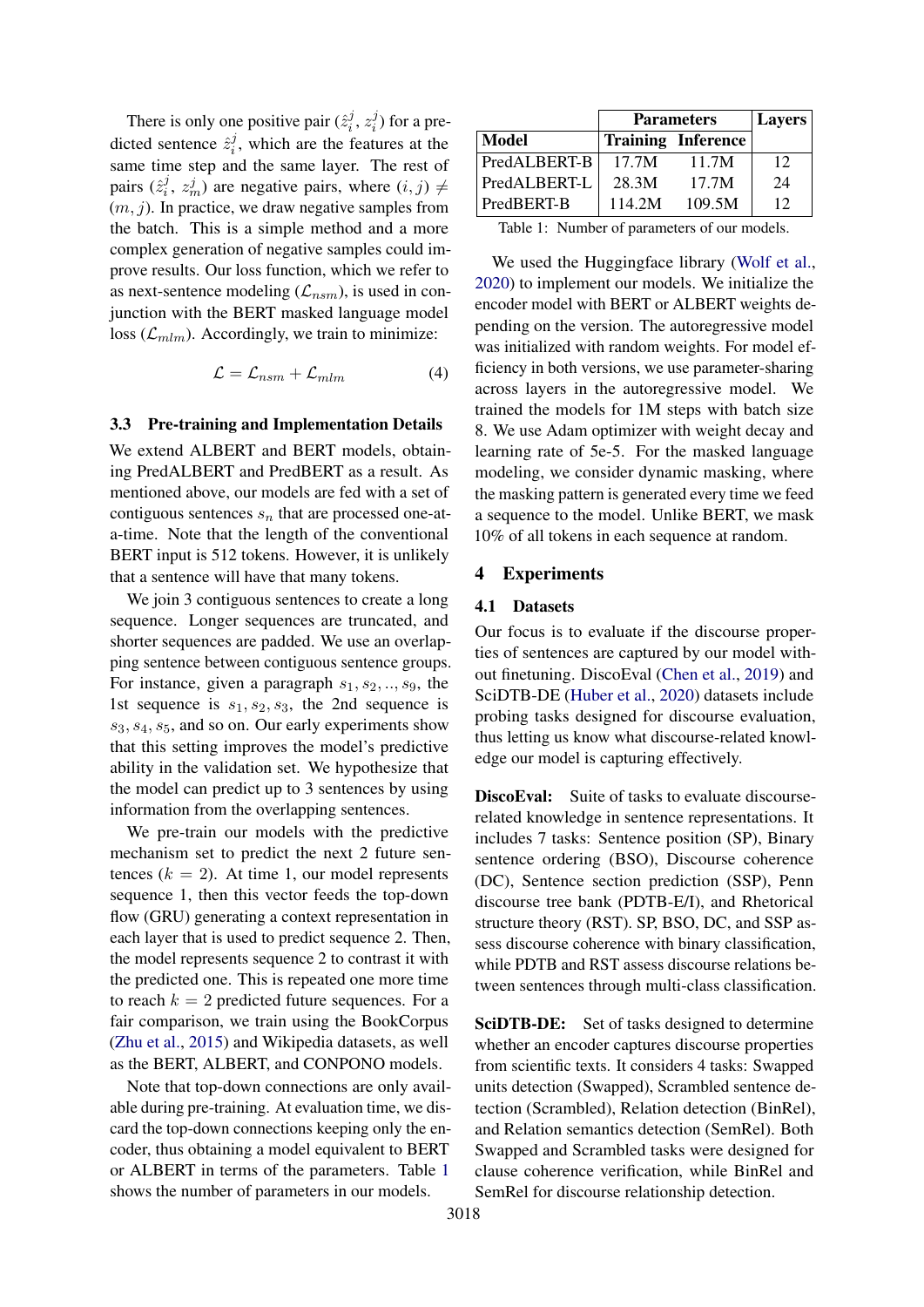There is only one positive pair ($\hat{z}_i^j$, $z_i^j$) for a predicted sentence $\hat{z}_i^j$, which are the features at the same time step and the same layer. The rest of pairs ($\hat{z}_i^j$, $z_m^j$) are negative pairs, where $(i, j) \neq (m, j)$. In practice, we draw negative samples from the batch. This is a simple method and a more complex generation of negative samples could improve results. Our loss function, which we refer to as next-sentence modeling ($\mathcal{L}_{nsm}$), is used in conjunction with the BERT masked language model loss ($\mathcal{L}_{mlm}$). Accordingly, we train to minimize:

$$\mathcal{L} = \mathcal{L}_{nsm} + \mathcal{L}_{mlm} \tag{4}$$

### 3.3 Pre-training and Implementation Details

We extend ALBERT and BERT models, obtaining PredALBERT and PredBERT as a result. As mentioned above, our models are fed with a set of contiguous sentences $s_n$ that are processed one-at-a-time. Note that the length of the conventional BERT input is 512 tokens. However, it is unlikely that a sentence will have that many tokens.

We join 3 contiguous sentences to create a long sequence. Longer sequences are truncated, and shorter sequences are padded. We use an overlapping sentence between contiguous sentence groups. For instance, given a paragraph $s_1, s_2, .., s_9$, the 1st sequence is $s_1, s_2, s_3$, the 2nd sequence is $s_3, s_4, s_5$, and so on. Our early experiments show that this setting improves the model's predictive ability in the validation set. We hypothesize that the model can predict up to 3 sentences by using information from the overlapping sentences.

We pre-train our models with the predictive mechanism set to predict the next 2 future sentences ($k = 2$). At time 1, our model represents sequence 1, then this vector feeds the top-down flow (GRU) generating a context representation in each layer that is used to predict sequence 2. Then, the model represents sequence 2 to contrast it with the predicted one. This is repeated one more time to reach $k = 2$ predicted future sequences. For a fair comparison, we train using the BookCorpus (Zhu et al., 2015) and Wikipedia datasets, as well as the BERT, ALBERT, and CONPONO models.

Note that top-down connections are only available during pre-training. At evaluation time, we discard the top-down connections keeping only the encoder, thus obtaining a model equivalent to BERT or ALBERT in terms of the parameters. Table 1 shows the number of parameters in our models.

| Model | Parameters | | Layers |
|---|---|---|---|
| | Training | Inference | |
| PredALBERT-B | 17.7M | 11.7M | 12 |
| PredALBERT-L | 28.3M | 17.7M | 24 |
| PredBERT-B | 114.2M | 109.5M | 12 |

Table 1: Number of parameters of our models.

We used the Huggingface library (Wolf et al., 2020) to implement our models. We initialize the encoder model with BERT or ALBERT weights depending on the version. The autoregressive model was initialized with random weights. For model efficiency in both versions, we use parameter-sharing across layers in the autoregressive model. We trained the models for 1M steps with batch size 8. We use Adam optimizer with weight decay and learning rate of 5e-5. For the masked language modeling, we consider dynamic masking, where the masking pattern is generated every time we feed a sequence to the model. Unlike BERT, we mask 10% of all tokens in each sequence at random.

## 4 Experiments

### 4.1 Datasets

Our focus is to evaluate if the discourse properties of sentences are captured by our model without finetuning. DiscoEval (Chen et al., 2019) and SciDTB-DE (Huber et al., 2020) datasets include probing tasks designed for discourse evaluation, thus letting us know what discourse-related knowledge our model is capturing effectively.

**DiscoEval:** Suite of tasks to evaluate discourse-related knowledge in sentence representations. It includes 7 tasks: Sentence position (SP), Binary sentence ordering (BSO), Discourse coherence (DC), Sentence section prediction (SSP), Penn discourse tree bank (PDTB-E/I), and Rhetorical structure theory (RST). SP, BSO, DC, and SSP assess discourse coherence with binary classification, while PDTB and RST assess discourse relations between sentences through multi-class classification.

**SciDTB-DE:** Set of tasks designed to determine whether an encoder captures discourse properties from scientific texts. It considers 4 tasks: Swapped units detection (Swapped), Scrambled sentence detection (Scrambled), Relation detection (BinRel), and Relation semantics detection (SemRel). Both Swapped and Scrambled tasks were designed for clause coherence verification, while BinRel and SemRel for discourse relationship detection.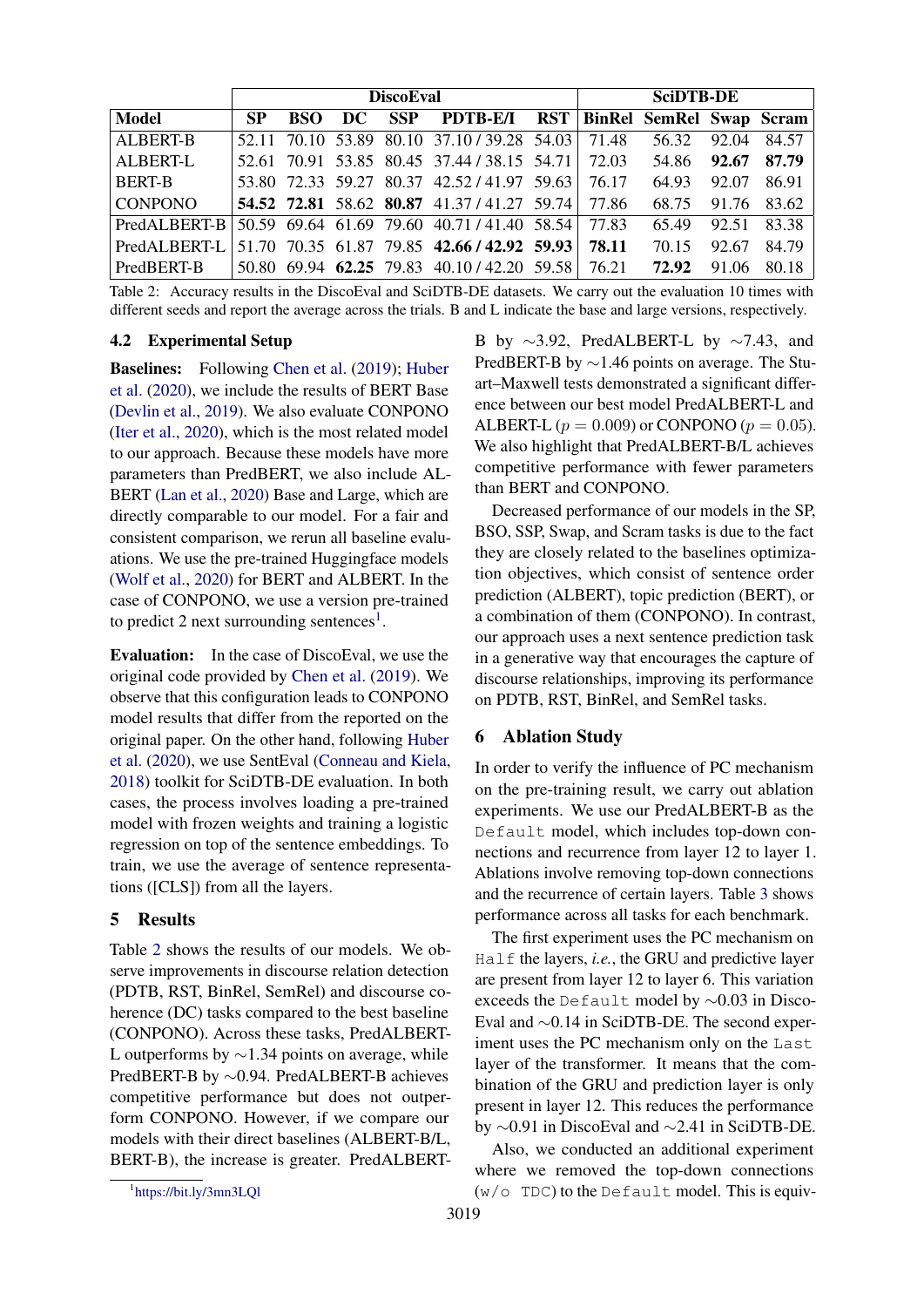| Model | DiscoEval | | | | | | SciDTB-DE | | | |
|---|---|---|---|---|---|---|---|---|---|---|
| | SP | BSO | DC | SSP | PDTB-E/I | RST | BinRel | SemRel | Swap | Scram |
| ALBERT-B | 52.11 | 70.10 | 53.89 | 80.10 | 37.10 / 39.28 | 54.03 | 71.48 | 56.32 | 92.04 | 84.57 |
| ALBERT-L | 52.61 | 70.91 | 53.85 | 80.45 | 37.44 / 38.15 | 54.71 | 72.03 | 54.86 | **92.67** | **87.79** |
| BERT-B | 53.80 | 72.33 | 59.27 | 80.37 | 42.52 / 41.97 | 59.63 | 76.17 | 64.93 | 92.07 | 86.91 |
| CONPONO | **54.52** | **72.81** | 58.62 | **80.87** | 41.37 / 41.27 | 59.74 | 77.86 | 68.75 | 91.76 | 83.62 |
| PredALBERT-B | 50.59 | 69.64 | 61.69 | 79.60 | 40.71 / 41.40 | 58.54 | 77.83 | 65.49 | 92.51 | 83.38 |
| PredALBERT-L | 51.70 | 70.35 | 61.87 | 79.85 | **42.66 / 42.92** | **59.93** | **78.11** | 70.15 | 92.67 | 84.79 |
| PredBERT-B | 50.80 | 69.94 | **62.25** | 79.83 | 40.10 / 42.20 | 59.58 | 76.21 | **72.92** | 91.06 | 80.18 |

Table 2: Accuracy results in the DiscoEval and SciDTB-DE datasets. We carry out the evaluation 10 times with different seeds and report the average across the trials. B and L indicate the base and large versions, respectively.

### 4.2 Experimental Setup

**Baselines:** Following Chen et al. (2019); Huber et al. (2020), we include the results of BERT Base (Devlin et al., 2019). We also evaluate CONPONO (Iter et al., 2020), which is the most related model to our approach. Because these models have more parameters than PredBERT, we also include ALBERT (Lan et al., 2020) Base and Large, which are directly comparable to our model. For a fair and consistent comparison, we rerun all baseline evaluations. We use the pre-trained Huggingface models (Wolf et al., 2020) for BERT and ALBERT. In the case of CONPONO, we use a version pre-trained to predict 2 next surrounding sentences[1].

**Evaluation:** In the case of DiscoEval, we use the original code provided by Chen et al. (2019). We observe that this configuration leads to CONPONO model results that differ from the reported on the original paper. On the other hand, following Huber et al. (2020), we use SentEval (Conneau and Kiela, 2018) toolkit for SciDTB-DE evaluation. In both cases, the process involves loading a pre-trained model with frozen weights and training a logistic regression on top of the sentence embeddings. To train, we use the average of sentence representations ([CLS]) from all the layers.

## 5 Results

Table 2 shows the results of our models. We observe improvements in discourse relation detection (PDTB, RST, BinRel, SemRel) and discourse coherence (DC) tasks compared to the best baseline (CONPONO). Across these tasks, PredALBERT-L outperforms by ∼1.34 points on average, while PredBERT-B by ∼0.94. PredALBERT-B achieves competitive performance but does not outperform CONPONO. However, if we compare our models with their direct baselines (ALBERT-B/L, BERT-B), the increase is greater. PredALBERT-B by ∼3.92, PredALBERT-L by ∼7.43, and PredBERT-B by ∼1.46 points on average. The Stuart–Maxwell tests demonstrated a significant difference between our best model PredALBERT-L and ALBERT-L ($p = 0.009$) or CONPONO ($p = 0.05$). We also highlight that PredALBERT-B/L achieves competitive performance with fewer parameters than BERT and CONPONO.

Decreased performance of our models in the SP, BSO, SSP, Swap, and Scram tasks is due to the fact they are closely related to the baselines optimization objectives, which consist of sentence order prediction (ALBERT), topic prediction (BERT), or a combination of them (CONPONO). In contrast, our approach uses a next sentence prediction task in a generative way that encourages the capture of discourse relationships, improving its performance on PDTB, RST, BinRel, and SemRel tasks.

## 6 Ablation Study

In order to verify the influence of PC mechanism on the pre-training result, we carry out ablation experiments. We use our PredALBERT-B as the `Default` model, which includes top-down connections and recurrence from layer 12 to layer 1. Ablations involve removing top-down connections and the recurrence of certain layers. Table 3 shows performance across all tasks for each benchmark.

The first experiment uses the PC mechanism on `Half` the layers, *i.e.*, the GRU and predictive layer are present from layer 12 to layer 6. This variation exceeds the `Default` model by ∼0.03 in DiscoEval and ∼0.14 in SciDTB-DE. The second experiment uses the PC mechanism only on the `Last` layer of the transformer. It means that the combination of the GRU and prediction layer is only present in layer 12. This reduces the performance by ∼0.91 in DiscoEval and ∼2.41 in SciDTB-DE.

Also, we conducted an additional experiment where we removed the top-down connections (`w/o TDC`) to the `Default` model. This is equiv-

[1] https://bit.ly/3mn3LQl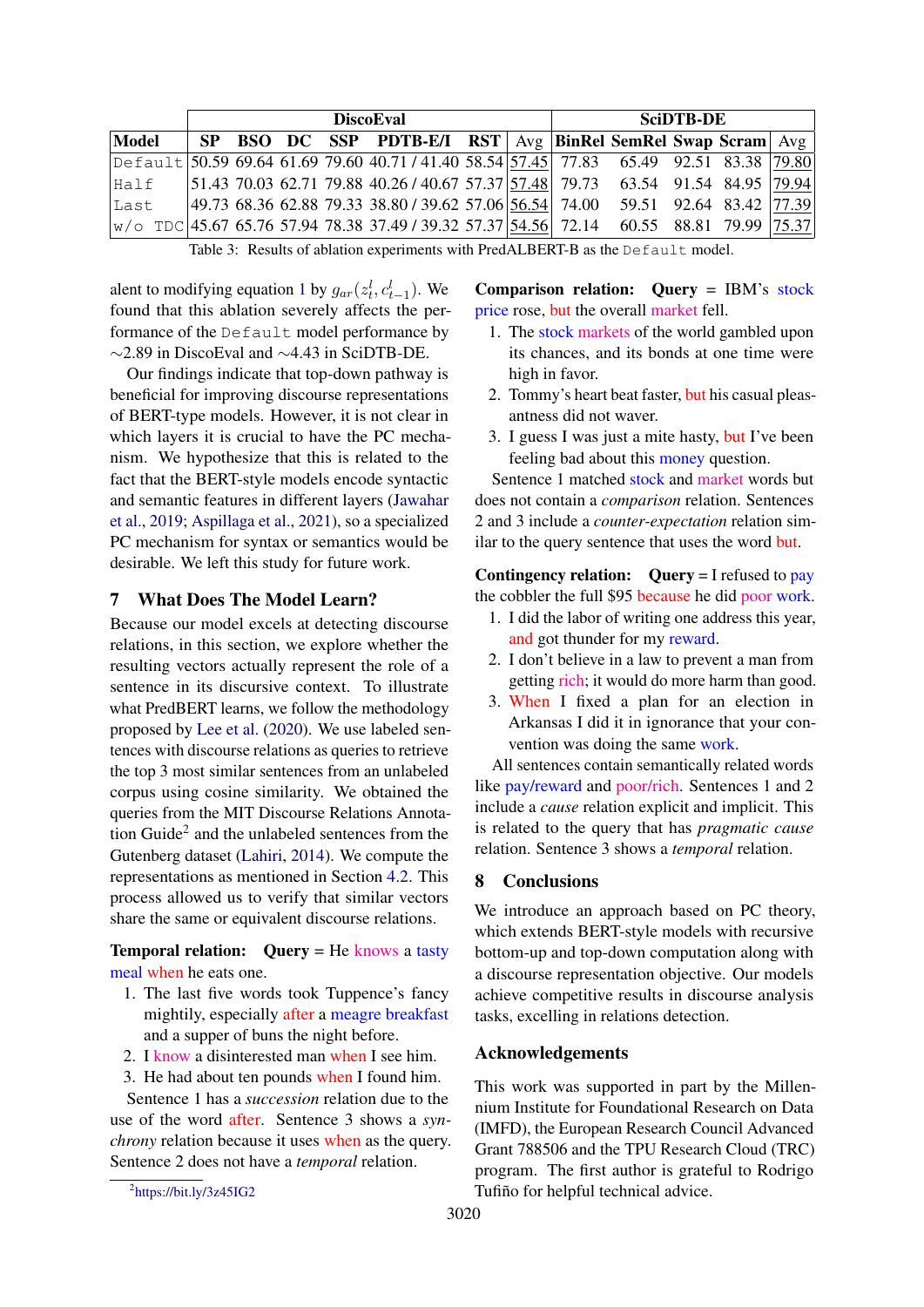| Model | DiscoEval | | | | | | | SciDTB-DE | | | | |
|---|---|---|---|---|---|---|---|---|---|---|---|---|
| | SP | BSO | DC | SSP | PDTB-E/I | RST | Avg | BinRel | SemRel | Swap | Scram | Avg |
| `Default` | 50.59 | 69.64 | 61.69 | 79.60 | 40.71 / 41.40 | 58.54 | 57.45 | 77.83 | 65.49 | 92.51 | 83.38 | 79.80 |
| `Half` | 51.43 | 70.03 | 62.71 | 79.88 | 40.26 / 40.67 | 57.37 | 57.48 | 79.73 | 63.54 | 91.54 | 84.95 | 79.94 |
| `Last` | 49.73 | 68.36 | 62.88 | 79.33 | 38.80 / 39.62 | 57.06 | 56.54 | 74.00 | 59.51 | 92.64 | 83.42 | 77.39 |
| `w/o TDC` | 45.67 | 65.76 | 57.94 | 78.38 | 37.49 / 39.32 | 57.37 | 54.56 | 72.14 | 60.55 | 88.81 | 79.99 | 75.37 |

Table 3: Results of ablation experiments with PredALBERT-B as the `Default` model.

alent to modifying equation 1 by $g_{ar}(z_t^l, c_{t-1}^l)$. We found that this ablation severely affects the performance of the `Default` model performance by ∼2.89 in DiscoEval and ∼4.43 in SciDTB-DE.

Our findings indicate that top-down pathway is beneficial for improving discourse representations of BERT-type models. However, it is not clear in which layers it is crucial to have the PC mechanism. We hypothesize that this is related to the fact that the BERT-style models encode syntactic and semantic features in different layers (Jawahar et al., 2019; Aspillaga et al., 2021), so a specialized PC mechanism for syntax or semantics would be desirable. We left this study for future work.

## 7 What Does The Model Learn?

Because our model excels at detecting discourse relations, in this section, we explore whether the resulting vectors actually represent the role of a sentence in its discursive context. To illustrate what PredBERT learns, we follow the methodology proposed by Lee et al. (2020). We use labeled sentences with discourse relations as queries to retrieve the top 3 most similar sentences from an unlabeled corpus using cosine similarity. We obtained the queries from the MIT Discourse Relations Annotation Guide[2] and the unlabeled sentences from the Gutenberg dataset (Lahiri, 2014). We compute the representations as mentioned in Section 4.2. This process allowed us to verify that similar vectors share the same or equivalent discourse relations.

**Temporal relation:** **Query** = He knows a tasty meal when he eats one.

1. The last five words took Tuppence's fancy mightily, especially after a meagre breakfast and a supper of buns the night before.
2. I know a disinterested man when I see him.
3. He had about ten pounds when I found him.

Sentence 1 has a *succession* relation due to the use of the word after. Sentence 3 shows a *synchrony* relation because it uses when as the query. Sentence 2 does not have a *temporal* relation.

[2]https://bit.ly/3z45IG2

**Comparison relation:** **Query** = IBM's stock price rose, but the overall market fell.

1. The stock markets of the world gambled upon its chances, and its bonds at one time were high in favor.
2. Tommy's heart beat faster, but his casual pleasantness did not waver.
3. I guess I was just a mite hasty, but I've been feeling bad about this money question.

Sentence 1 matched stock and market words but does not contain a *comparison* relation. Sentences 2 and 3 include a *counter-expectation* relation similar to the query sentence that uses the word but.

**Contingency relation:** **Query** = I refused to pay the cobbler the full $95 because he did poor work.

1. I did the labor of writing one address this year, and got thunder for my reward.
2. I don't believe in a law to prevent a man from getting rich; it would do more harm than good.
3. When I fixed a plan for an election in Arkansas I did it in ignorance that your convention was doing the same work.

All sentences contain semantically related words like pay/reward and poor/rich. Sentences 1 and 2 include a *cause* relation explicit and implicit. This is related to the query that has *pragmatic cause* relation. Sentence 3 shows a *temporal* relation.

## 8 Conclusions

We introduce an approach based on PC theory, which extends BERT-style models with recursive bottom-up and top-down computation along with a discourse representation objective. Our models achieve competitive results in discourse analysis tasks, excelling in relations detection.

## Acknowledgements

This work was supported in part by the Millennium Institute for Foundational Research on Data (IMFD), the European Research Council Advanced Grant 788506 and the TPU Research Cloud (TRC) program. The first author is grateful to Rodrigo Tufiño for helpful technical advice.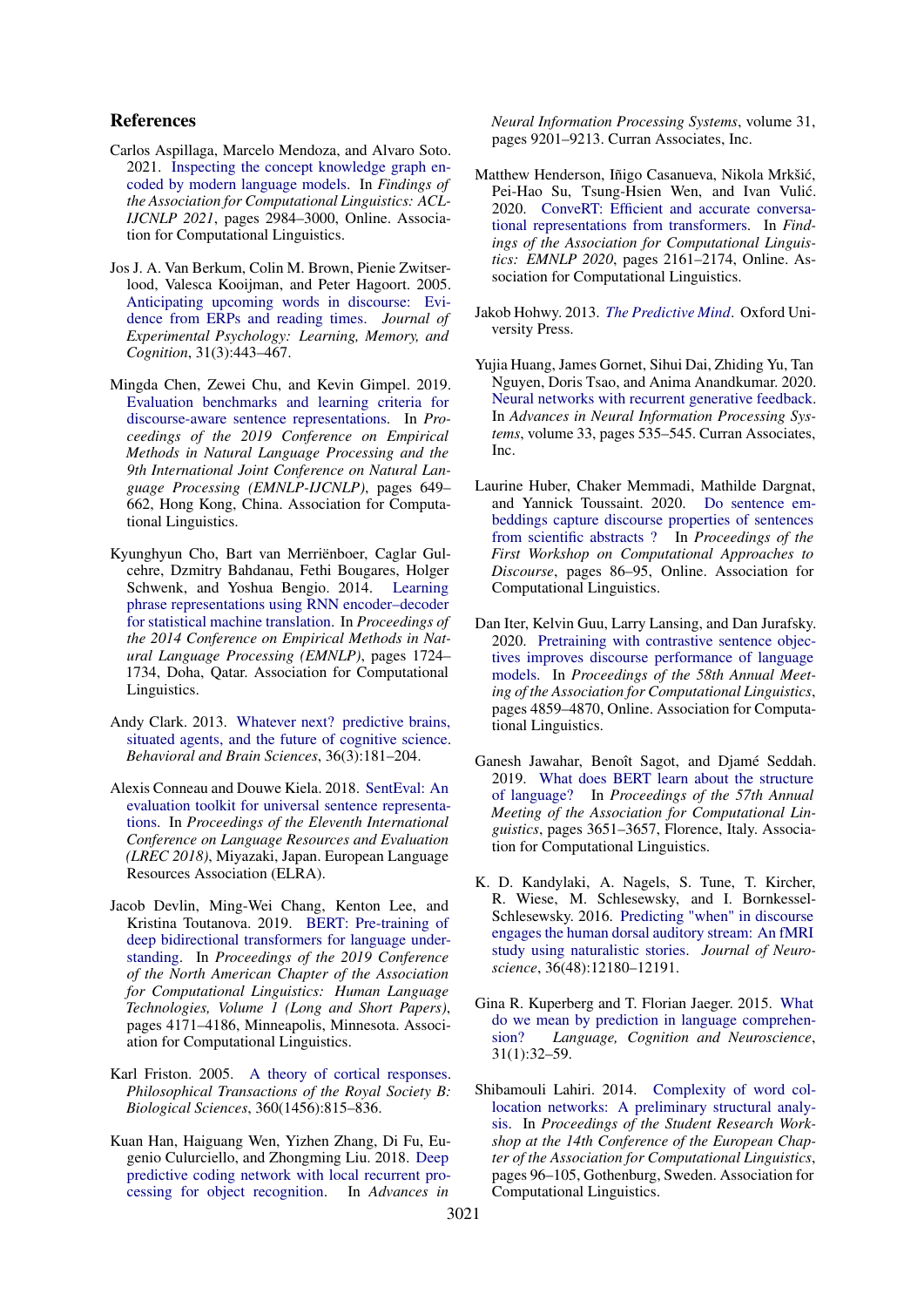## References

Carlos Aspillaga, Marcelo Mendoza, and Alvaro Soto. 2021. Inspecting the concept knowledge graph encoded by modern language models. In *Findings of the Association for Computational Linguistics: ACL-IJCNLP 2021*, pages 2984–3000, Online. Association for Computational Linguistics.

Jos J. A. Van Berkum, Colin M. Brown, Pienie Zwitserlood, Valesca Kooijman, and Peter Hagoort. 2005. Anticipating upcoming words in discourse: Evidence from ERPs and reading times. *Journal of Experimental Psychology: Learning, Memory, and Cognition*, 31(3):443–467.

Mingda Chen, Zewei Chu, and Kevin Gimpel. 2019. Evaluation benchmarks and learning criteria for discourse-aware sentence representations. In *Proceedings of the 2019 Conference on Empirical Methods in Natural Language Processing and the 9th International Joint Conference on Natural Language Processing (EMNLP-IJCNLP)*, pages 649–662, Hong Kong, China. Association for Computational Linguistics.

Kyunghyun Cho, Bart van Merriënboer, Caglar Gulcehre, Dzmitry Bahdanau, Fethi Bougares, Holger Schwenk, and Yoshua Bengio. 2014. Learning phrase representations using RNN encoder–decoder for statistical machine translation. In *Proceedings of the 2014 Conference on Empirical Methods in Natural Language Processing (EMNLP)*, pages 1724–1734, Doha, Qatar. Association for Computational Linguistics.

Andy Clark. 2013. Whatever next? predictive brains, situated agents, and the future of cognitive science. *Behavioral and Brain Sciences*, 36(3):181–204.

Alexis Conneau and Douwe Kiela. 2018. SentEval: An evaluation toolkit for universal sentence representations. In *Proceedings of the Eleventh International Conference on Language Resources and Evaluation (LREC 2018)*, Miyazaki, Japan. European Language Resources Association (ELRA).

Jacob Devlin, Ming-Wei Chang, Kenton Lee, and Kristina Toutanova. 2019. BERT: Pre-training of deep bidirectional transformers for language understanding. In *Proceedings of the 2019 Conference of the North American Chapter of the Association for Computational Linguistics: Human Language Technologies, Volume 1 (Long and Short Papers)*, pages 4171–4186, Minneapolis, Minnesota. Association for Computational Linguistics.

Karl Friston. 2005. A theory of cortical responses. *Philosophical Transactions of the Royal Society B: Biological Sciences*, 360(1456):815–836.

Kuan Han, Haiguang Wen, Yizhen Zhang, Di Fu, Eugenio Culurciello, and Zhongming Liu. 2018. Deep predictive coding network with local recurrent processing for object recognition. In *Advances in Neural Information Processing Systems*, volume 31, pages 9201–9213. Curran Associates, Inc.

Matthew Henderson, Iñigo Casanueva, Nikola Mrkšić, Pei-Hao Su, Tsung-Hsien Wen, and Ivan Vulić. 2020. ConveRT: Efficient and accurate conversational representations from transformers. In *Findings of the Association for Computational Linguistics: EMNLP 2020*, pages 2161–2174, Online. Association for Computational Linguistics.

Jakob Hohwy. 2013. *The Predictive Mind*. Oxford University Press.

Yujia Huang, James Gornet, Sihui Dai, Zhiding Yu, Tan Nguyen, Doris Tsao, and Anima Anandkumar. 2020. Neural networks with recurrent generative feedback. In *Advances in Neural Information Processing Systems*, volume 33, pages 535–545. Curran Associates, Inc.

Laurine Huber, Chaker Memmadi, Mathilde Dargnat, and Yannick Toussaint. 2020. Do sentence embeddings capture discourse properties of sentences from scientific abstracts ? In *Proceedings of the First Workshop on Computational Approaches to Discourse*, pages 86–95, Online. Association for Computational Linguistics.

Dan Iter, Kelvin Guu, Larry Lansing, and Dan Jurafsky. 2020. Pretraining with contrastive sentence objectives improves discourse performance of language models. In *Proceedings of the 58th Annual Meeting of the Association for Computational Linguistics*, pages 4859–4870, Online. Association for Computational Linguistics.

Ganesh Jawahar, Benoît Sagot, and Djamé Seddah. 2019. What does BERT learn about the structure of language? In *Proceedings of the 57th Annual Meeting of the Association for Computational Linguistics*, pages 3651–3657, Florence, Italy. Association for Computational Linguistics.

K. D. Kandylaki, A. Nagels, S. Tune, T. Kircher, R. Wiese, M. Schlesewsky, and I. Bornkessel-Schlesewsky. 2016. Predicting "when" in discourse engages the human dorsal auditory stream: An fMRI study using naturalistic stories. *Journal of Neuroscience*, 36(48):12180–12191.

Gina R. Kuperberg and T. Florian Jaeger. 2015. What do we mean by prediction in language comprehension? *Language, Cognition and Neuroscience*, 31(1):32–59.

Shibamouli Lahiri. 2014. Complexity of word collocation networks: A preliminary structural analysis. In *Proceedings of the Student Research Workshop at the 14th Conference of the European Chapter of the Association for Computational Linguistics*, pages 96–105, Gothenburg, Sweden. Association for Computational Linguistics.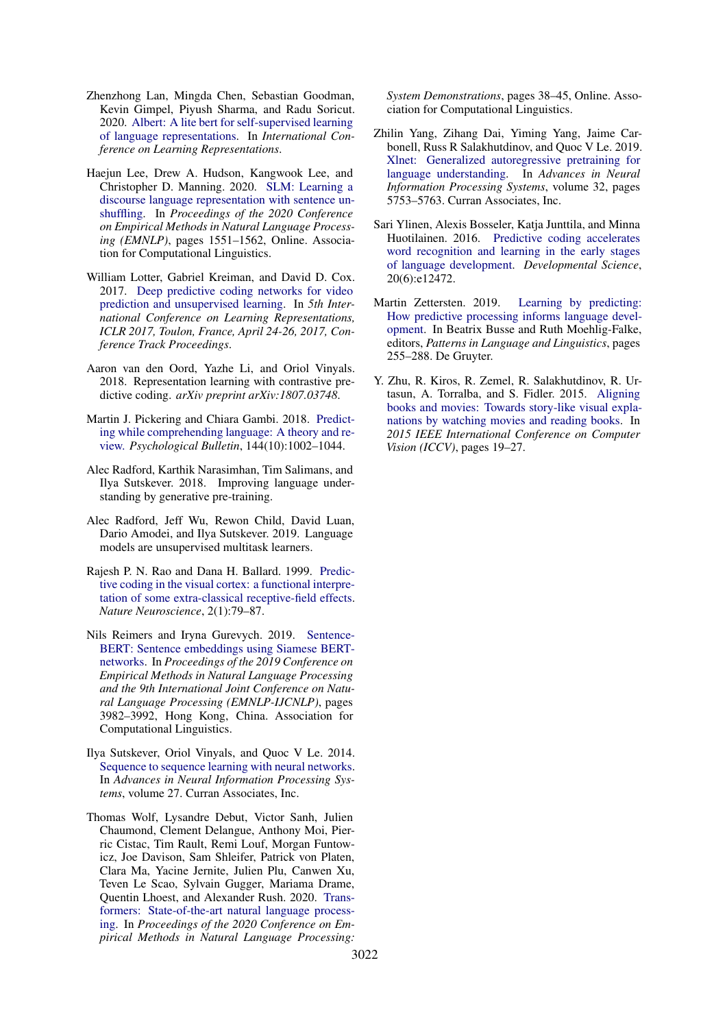Zhenzhong Lan, Mingda Chen, Sebastian Goodman, Kevin Gimpel, Piyush Sharma, and Radu Soricut. 2020. Albert: A lite bert for self-supervised learning of language representations. In *International Conference on Learning Representations*.

Haejun Lee, Drew A. Hudson, Kangwook Lee, and Christopher D. Manning. 2020. SLM: Learning a discourse language representation with sentence unshuffling. In *Proceedings of the 2020 Conference on Empirical Methods in Natural Language Processing (EMNLP)*, pages 1551–1562, Online. Association for Computational Linguistics.

William Lotter, Gabriel Kreiman, and David D. Cox. 2017. Deep predictive coding networks for video prediction and unsupervised learning. In *5th International Conference on Learning Representations, ICLR 2017, Toulon, France, April 24-26, 2017, Conference Track Proceedings*.

Aaron van den Oord, Yazhe Li, and Oriol Vinyals. 2018. Representation learning with contrastive predictive coding. *arXiv preprint arXiv:1807.03748*.

Martin J. Pickering and Chiara Gambi. 2018. Predicting while comprehending language: A theory and review. *Psychological Bulletin*, 144(10):1002–1044.

Alec Radford, Karthik Narasimhan, Tim Salimans, and Ilya Sutskever. 2018. Improving language understanding by generative pre-training.

Alec Radford, Jeff Wu, Rewon Child, David Luan, Dario Amodei, and Ilya Sutskever. 2019. Language models are unsupervised multitask learners.

Rajesh P. N. Rao and Dana H. Ballard. 1999. Predictive coding in the visual cortex: a functional interpretation of some extra-classical receptive-field effects. *Nature Neuroscience*, 2(1):79–87.

Nils Reimers and Iryna Gurevych. 2019. Sentence-BERT: Sentence embeddings using Siamese BERT-networks. In *Proceedings of the 2019 Conference on Empirical Methods in Natural Language Processing and the 9th International Joint Conference on Natural Language Processing (EMNLP-IJCNLP)*, pages 3982–3992, Hong Kong, China. Association for Computational Linguistics.

Ilya Sutskever, Oriol Vinyals, and Quoc V Le. 2014. Sequence to sequence learning with neural networks. In *Advances in Neural Information Processing Systems*, volume 27. Curran Associates, Inc.

Thomas Wolf, Lysandre Debut, Victor Sanh, Julien Chaumond, Clement Delangue, Anthony Moi, Pierric Cistac, Tim Rault, Remi Louf, Morgan Funtowicz, Joe Davison, Sam Shleifer, Patrick von Platen, Clara Ma, Yacine Jernite, Julien Plu, Canwen Xu, Teven Le Scao, Sylvain Gugger, Mariama Drame, Quentin Lhoest, and Alexander Rush. 2020. Transformers: State-of-the-art natural language processing. In *Proceedings of the 2020 Conference on Empirical Methods in Natural Language Processing: System Demonstrations*, pages 38–45, Online. Association for Computational Linguistics.

Zhilin Yang, Zihang Dai, Yiming Yang, Jaime Carbonell, Russ R Salakhutdinov, and Quoc V Le. 2019. Xlnet: Generalized autoregressive pretraining for language understanding. In *Advances in Neural Information Processing Systems*, volume 32, pages 5753–5763. Curran Associates, Inc.

Sari Ylinen, Alexis Bosseler, Katja Junttila, and Minna Huotilainen. 2016. Predictive coding accelerates word recognition and learning in the early stages of language development. *Developmental Science*, 20(6):e12472.

Martin Zettersten. 2019. Learning by predicting: How predictive processing informs language development. In Beatrix Busse and Ruth Moehlig-Falke, editors, *Patterns in Language and Linguistics*, pages 255–288. De Gruyter.

Y. Zhu, R. Kiros, R. Zemel, R. Salakhutdinov, R. Urtasun, A. Torralba, and S. Fidler. 2015. Aligning books and movies: Towards story-like visual explanations by watching movies and reading books. In *2015 IEEE International Conference on Computer Vision (ICCV)*, pages 19–27.